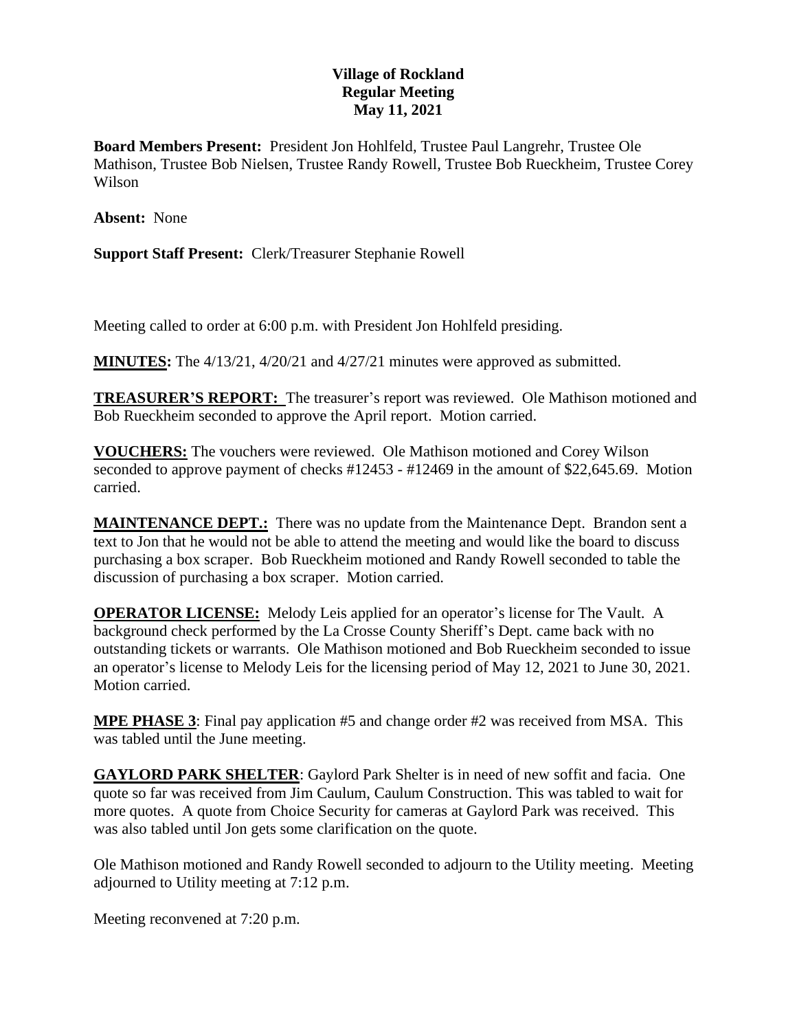**Village of Rockland**
**Regular Meeting**
**May 11, 2021**

**Board Members Present:** President Jon Hohlfeld, Trustee Paul Langrehr, Trustee Ole Mathison, Trustee Bob Nielsen, Trustee Randy Rowell, Trustee Bob Rueckheim, Trustee Corey Wilson

**Absent:** None

**Support Staff Present:** Clerk/Treasurer Stephanie Rowell

Meeting called to order at 6:00 p.m. with President Jon Hohlfeld presiding.

**MINUTES:** The 4/13/21, 4/20/21 and 4/27/21 minutes were approved as submitted.

**TREASURER'S REPORT:** The treasurer's report was reviewed. Ole Mathison motioned and Bob Rueckheim seconded to approve the April report. Motion carried.

**VOUCHERS:** The vouchers were reviewed. Ole Mathison motioned and Corey Wilson seconded to approve payment of checks #12453 - #12469 in the amount of $22,645.69. Motion carried.

**MAINTENANCE DEPT.:** There was no update from the Maintenance Dept. Brandon sent a text to Jon that he would not be able to attend the meeting and would like the board to discuss purchasing a box scraper. Bob Rueckheim motioned and Randy Rowell seconded to table the discussion of purchasing a box scraper. Motion carried.

**OPERATOR LICENSE:** Melody Leis applied for an operator's license for The Vault. A background check performed by the La Crosse County Sheriff's Dept. came back with no outstanding tickets or warrants. Ole Mathison motioned and Bob Rueckheim seconded to issue an operator's license to Melody Leis for the licensing period of May 12, 2021 to June 30, 2021. Motion carried.

**MPE PHASE 3**: Final pay application #5 and change order #2 was received from MSA. This was tabled until the June meeting.

**GAYLORD PARK SHELTER**: Gaylord Park Shelter is in need of new soffit and facia. One quote so far was received from Jim Caulum, Caulum Construction. This was tabled to wait for more quotes. A quote from Choice Security for cameras at Gaylord Park was received. This was also tabled until Jon gets some clarification on the quote.

Ole Mathison motioned and Randy Rowell seconded to adjourn to the Utility meeting. Meeting adjourned to Utility meeting at 7:12 p.m.

Meeting reconvened at 7:20 p.m.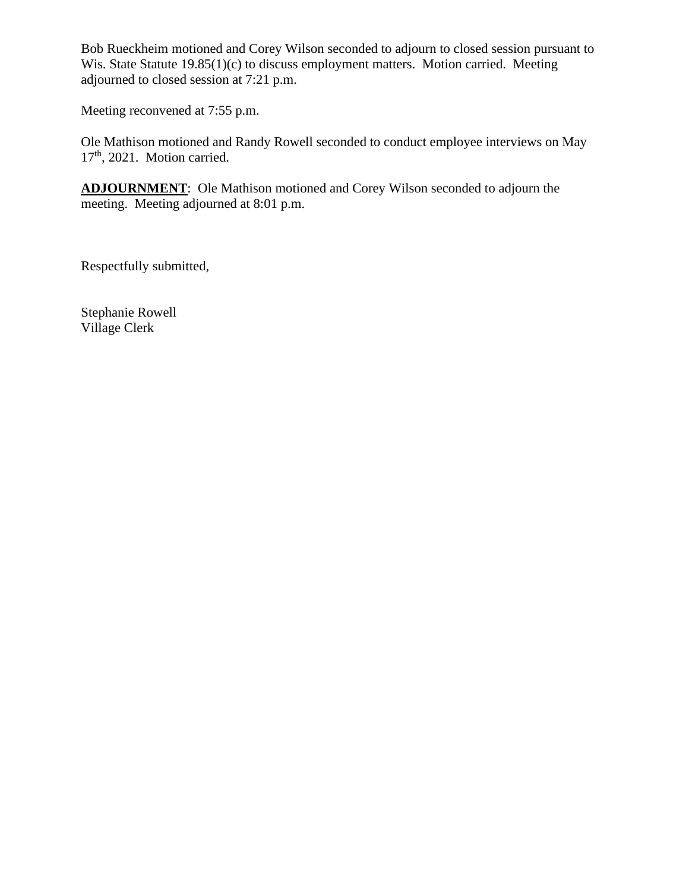Bob Rueckheim motioned and Corey Wilson seconded to adjourn to closed session pursuant to Wis. State Statute 19.85(1)(c) to discuss employment matters. Motion carried. Meeting adjourned to closed session at 7:21 p.m.

Meeting reconvened at 7:55 p.m.

Ole Mathison motioned and Randy Rowell seconded to conduct employee interviews on May 17th, 2021. Motion carried.

**ADJOURNMENT**: Ole Mathison motioned and Corey Wilson seconded to adjourn the meeting. Meeting adjourned at 8:01 p.m.

Respectfully submitted,

Stephanie Rowell
Village Clerk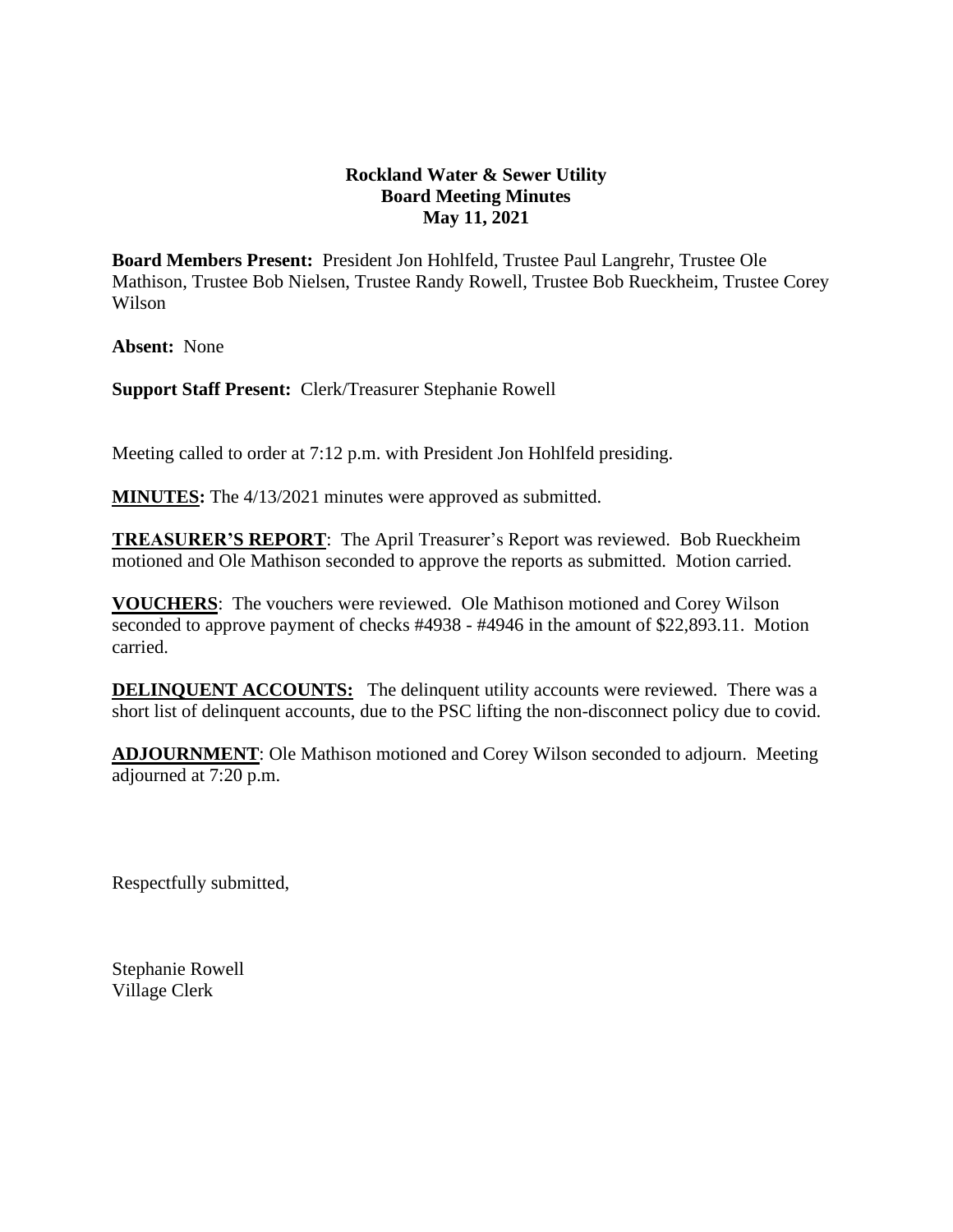**Rockland Water & Sewer Utility**
**Board Meeting Minutes**
**May 11, 2021**

**Board Members Present:** President Jon Hohlfeld, Trustee Paul Langrehr, Trustee Ole Mathison, Trustee Bob Nielsen, Trustee Randy Rowell, Trustee Bob Rueckheim, Trustee Corey Wilson

**Absent:** None

**Support Staff Present:** Clerk/Treasurer Stephanie Rowell

Meeting called to order at 7:12 p.m. with President Jon Hohlfeld presiding.

**MINUTES:** The 4/13/2021 minutes were approved as submitted.

**TREASURER'S REPORT**: The April Treasurer's Report was reviewed. Bob Rueckheim motioned and Ole Mathison seconded to approve the reports as submitted. Motion carried.

**VOUCHERS**: The vouchers were reviewed. Ole Mathison motioned and Corey Wilson seconded to approve payment of checks #4938 - #4946 in the amount of $22,893.11. Motion carried.

**DELINQUENT ACCOUNTS:** The delinquent utility accounts were reviewed. There was a short list of delinquent accounts, due to the PSC lifting the non-disconnect policy due to covid.

**ADJOURNMENT**: Ole Mathison motioned and Corey Wilson seconded to adjourn. Meeting adjourned at 7:20 p.m.

Respectfully submitted,

Stephanie Rowell
Village Clerk